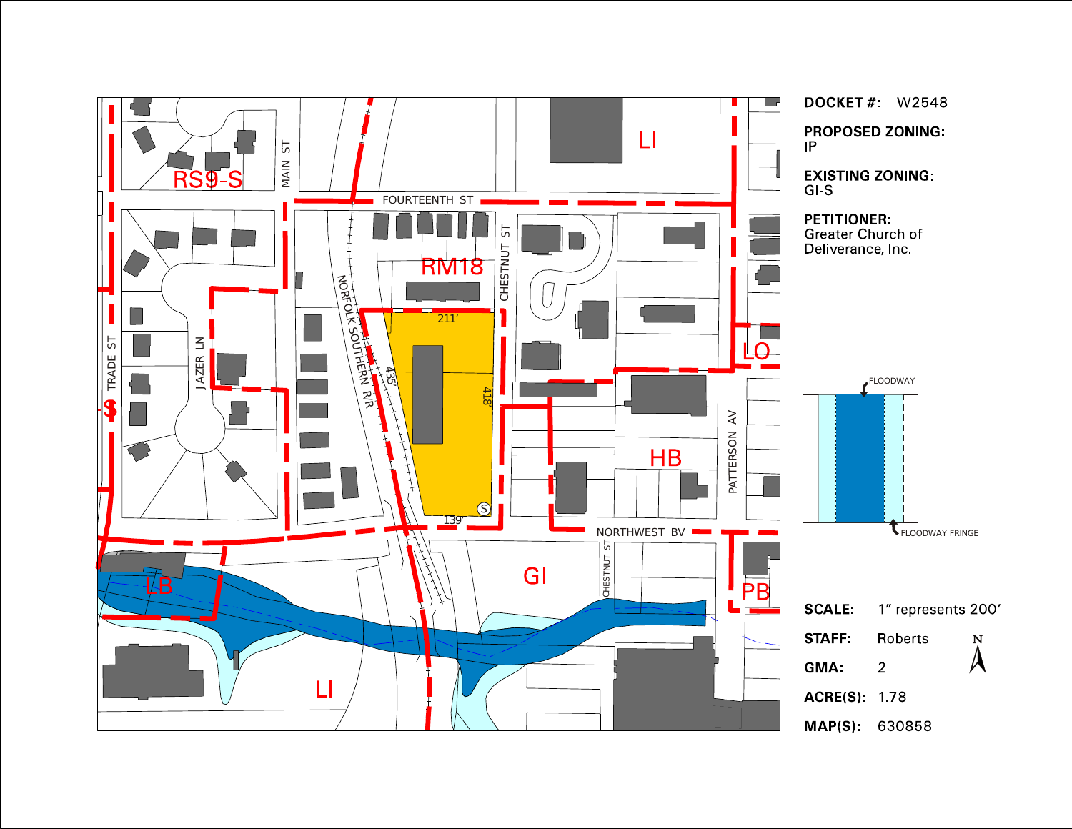**DOCKET #:** W2548

**PROPOSED ZONING:**
IP

**EXISTING ZONING:**
GI-S

**PETITIONER:**
Greater Church of Deliverance, Inc.

FLOODWAY

FLOODWAY FRINGE

**SCALE:** 1" represents 200'

**STAFF:** Roberts

**GMA:** 2

**ACRE(S):** 1.78

**MAP(S):** 630858

RS9-S  
LI  
RM18  
LO  
HB  
LB  
GI  
PB  
LI  
S

FOURTEENTH ST  
MAIN ST  
CHESTNUT ST  
TRADE ST  
J AZER LN  
NORFOLK SOUTHERN R/R  
PATTERSON AV  
NORTHWEST BV  
CHESTNUT ST

211'  
435'  
418'  
139'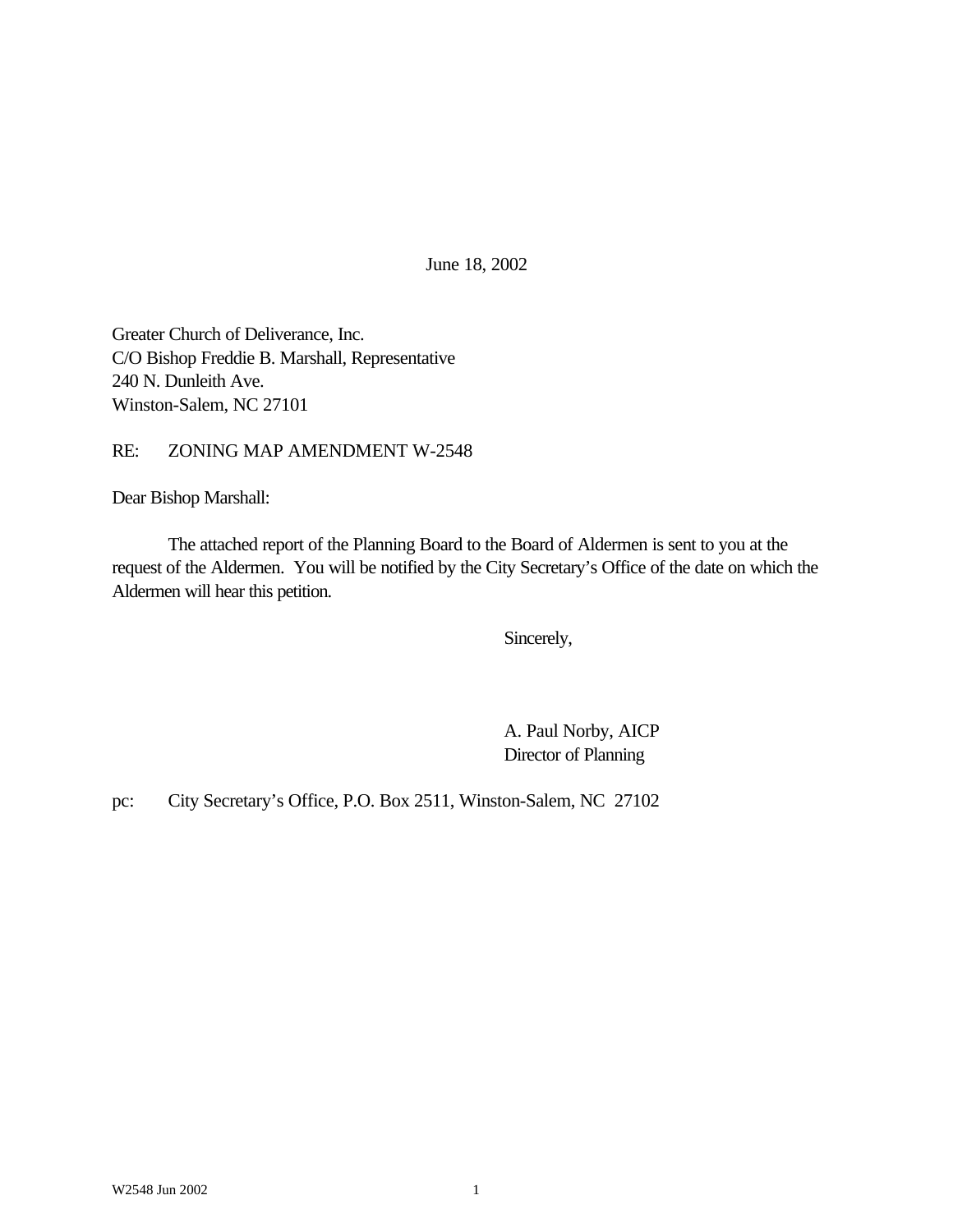June 18, 2002

Greater Church of Deliverance, Inc.
C/O Bishop Freddie B. Marshall, Representative
240 N. Dunleith Ave.
Winston-Salem, NC 27101

RE: ZONING MAP AMENDMENT W-2548

Dear Bishop Marshall:

The attached report of the Planning Board to the Board of Aldermen is sent to you at the request of the Aldermen. You will be notified by the City Secretary's Office of the date on which the Aldermen will hear this petition.

Sincerely,

A. Paul Norby, AICP
Director of Planning

pc: City Secretary's Office, P.O. Box 2511, Winston-Salem, NC 27102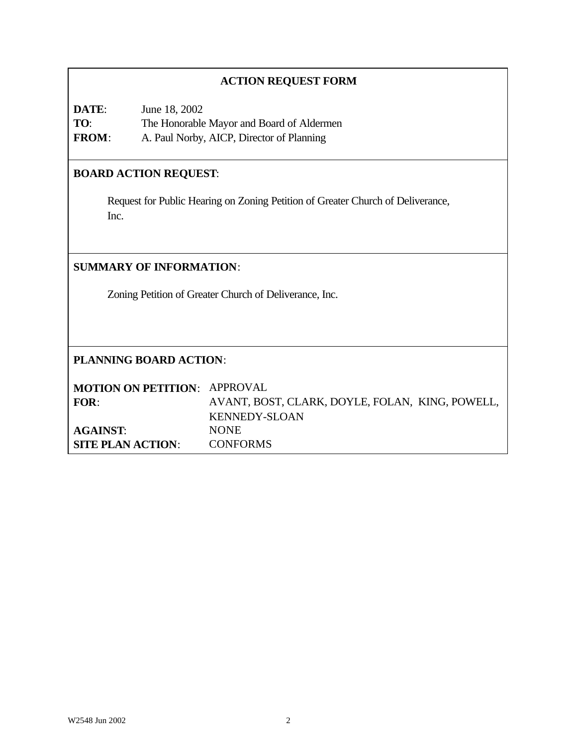## ACTION REQUEST FORM

**DATE**: June 18, 2002
**TO**: The Honorable Mayor and Board of Aldermen
**FROM**: A. Paul Norby, AICP, Director of Planning

## BOARD ACTION REQUEST:

Request for Public Hearing on Zoning Petition of Greater Church of Deliverance, Inc.

## SUMMARY OF INFORMATION:

Zoning Petition of Greater Church of Deliverance, Inc.

## PLANNING BOARD ACTION:

**MOTION ON PETITION**: APPROVAL
**FOR**: AVANT, BOST, CLARK, DOYLE, FOLAN, KING, POWELL, KENNEDY-SLOAN
**AGAINST**: NONE
**SITE PLAN ACTION**: CONFORMS

W2548 Jun 2002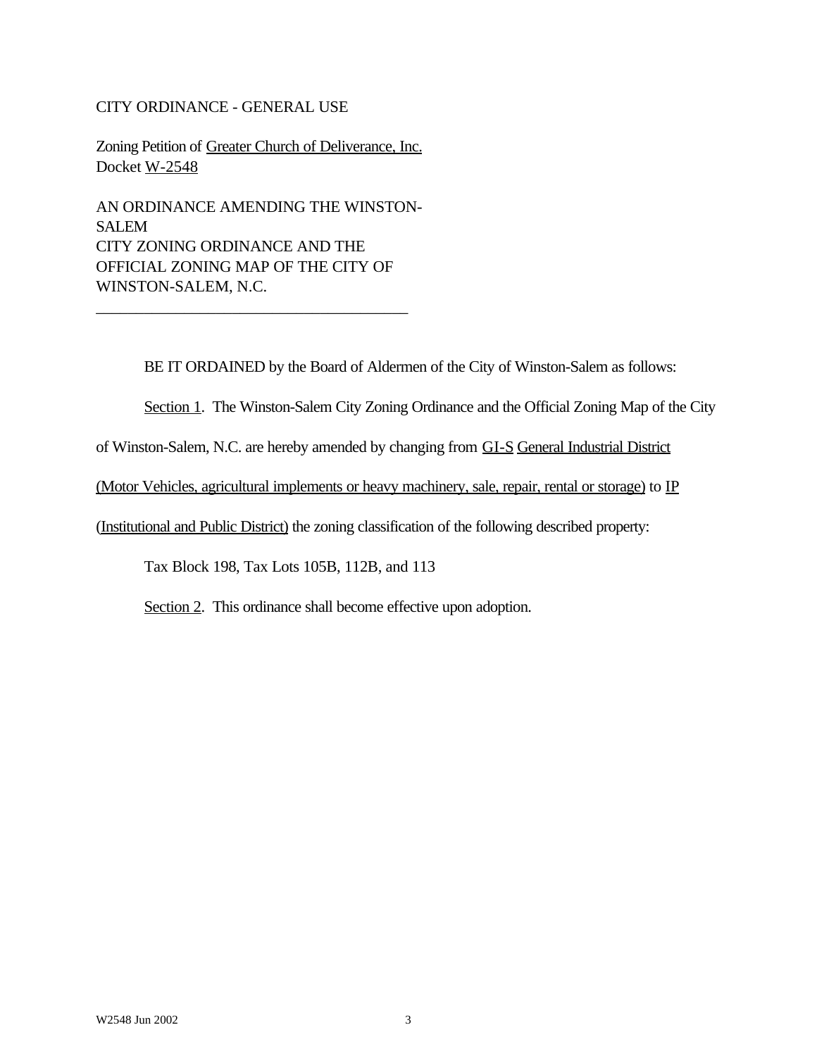CITY ORDINANCE - GENERAL USE

Zoning Petition of Greater Church of Deliverance, Inc.
Docket W-2548

AN ORDINANCE AMENDING THE WINSTON-SALEM
CITY ZONING ORDINANCE AND THE
OFFICIAL ZONING MAP OF THE CITY OF
WINSTON-SALEM, N.C.

---

BE IT ORDAINED by the Board of Aldermen of the City of Winston-Salem as follows:

Section 1. The Winston-Salem City Zoning Ordinance and the Official Zoning Map of the City of Winston-Salem, N.C. are hereby amended by changing from GI-S General Industrial District (Motor Vehicles, agricultural implements or heavy machinery, sale, repair, rental or storage) to IP (Institutional and Public District) the zoning classification of the following described property:

Tax Block 198, Tax Lots 105B, 112B, and 113

Section 2. This ordinance shall become effective upon adoption.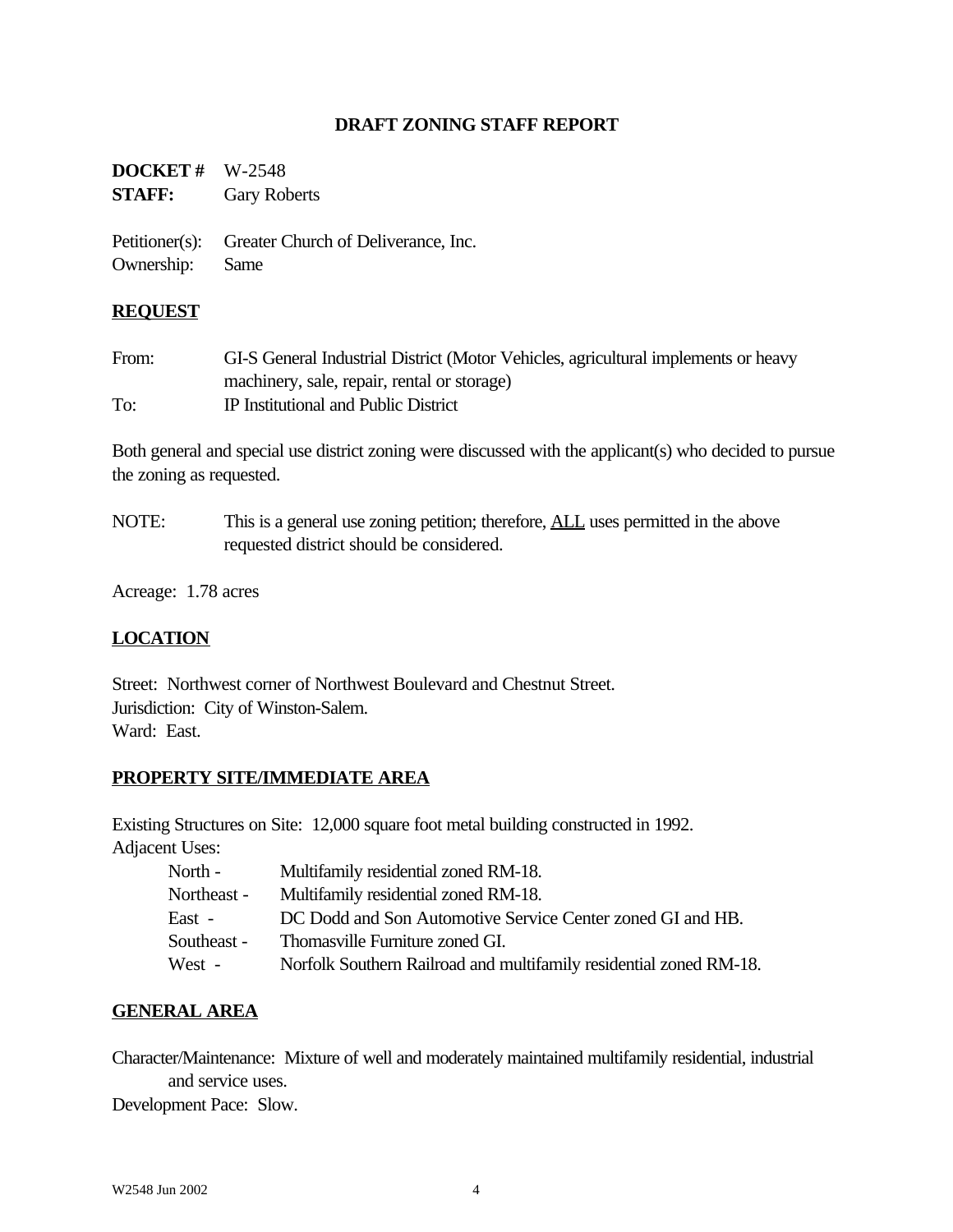## DRAFT ZONING STAFF REPORT

**DOCKET #** W-2548
**STAFF:** Gary Roberts

Petitioner(s): Greater Church of Deliverance, Inc.
Ownership: Same

### REQUEST

From: GI-S General Industrial District (Motor Vehicles, agricultural implements or heavy machinery, sale, repair, rental or storage)
To: IP Institutional and Public District

Both general and special use district zoning were discussed with the applicant(s) who decided to pursue the zoning as requested.

NOTE: This is a general use zoning petition; therefore, ALL uses permitted in the above requested district should be considered.

Acreage: 1.78 acres

### LOCATION

Street: Northwest corner of Northwest Boulevard and Chestnut Street.
Jurisdiction: City of Winston-Salem.
Ward: East.

### PROPERTY SITE/IMMEDIATE AREA

Existing Structures on Site: 12,000 square foot metal building constructed in 1992.
Adjacent Uses:

- North - Multifamily residential zoned RM-18.
- Northeast - Multifamily residential zoned RM-18.
- East - DC Dodd and Son Automotive Service Center zoned GI and HB.
- Southeast - Thomasville Furniture zoned GI.
- West - Norfolk Southern Railroad and multifamily residential zoned RM-18.

### GENERAL AREA

Character/Maintenance: Mixture of well and moderately maintained multifamily residential, industrial and service uses.
Development Pace: Slow.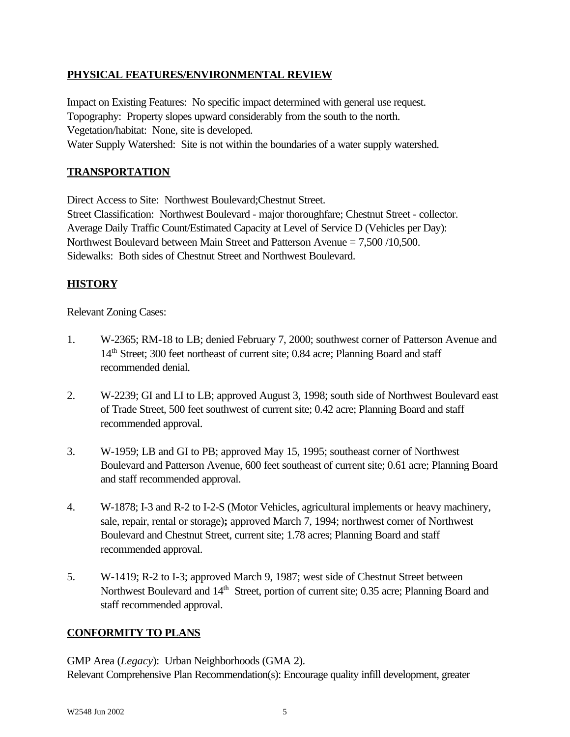## PHYSICAL FEATURES/ENVIRONMENTAL REVIEW

Impact on Existing Features: No specific impact determined with general use request.
Topography: Property slopes upward considerably from the south to the north.
Vegetation/habitat: None, site is developed.
Water Supply Watershed: Site is not within the boundaries of a water supply watershed.

## TRANSPORTATION

Direct Access to Site: Northwest Boulevard;Chestnut Street.
Street Classification: Northwest Boulevard - major thoroughfare; Chestnut Street - collector.
Average Daily Traffic Count/Estimated Capacity at Level of Service D (Vehicles per Day):
Northwest Boulevard between Main Street and Patterson Avenue = 7,500 /10,500.
Sidewalks: Both sides of Chestnut Street and Northwest Boulevard.

## HISTORY

Relevant Zoning Cases:

1. W-2365; RM-18 to LB; denied February 7, 2000; southwest corner of Patterson Avenue and 14th Street; 300 feet northeast of current site; 0.84 acre; Planning Board and staff recommended denial.

2. W-2239; GI and LI to LB; approved August 3, 1998; south side of Northwest Boulevard east of Trade Street, 500 feet southwest of current site; 0.42 acre; Planning Board and staff recommended approval.

3. W-1959; LB and GI to PB; approved May 15, 1995; southeast corner of Northwest Boulevard and Patterson Avenue, 600 feet southeast of current site; 0.61 acre; Planning Board and staff recommended approval.

4. W-1878; I-3 and R-2 to I-2-S (Motor Vehicles, agricultural implements or heavy machinery, sale, repair, rental or storage)**;** approved March 7, 1994; northwest corner of Northwest Boulevard and Chestnut Street, current site; 1.78 acres; Planning Board and staff recommended approval.

5. W-1419; R-2 to I-3; approved March 9, 1987; west side of Chestnut Street between Northwest Boulevard and 14th Street, portion of current site; 0.35 acre; Planning Board and staff recommended approval.

## CONFORMITY TO PLANS

GMP Area (*Legacy*): Urban Neighborhoods (GMA 2).
Relevant Comprehensive Plan Recommendation(s): Encourage quality infill development, greater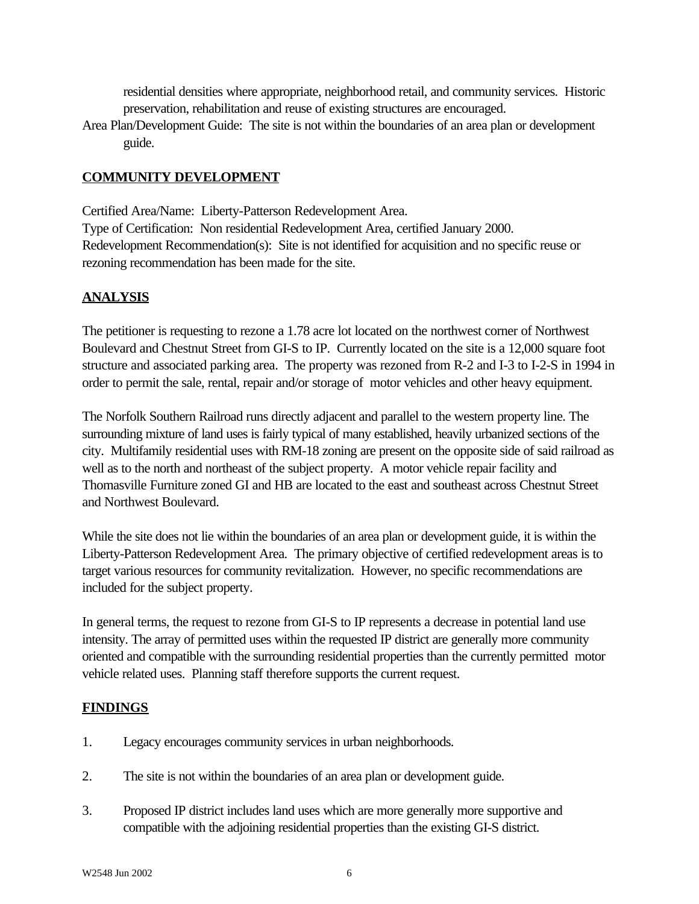residential densities where appropriate, neighborhood retail, and community services. Historic preservation, rehabilitation and reuse of existing structures are encouraged.

Area Plan/Development Guide: The site is not within the boundaries of an area plan or development guide.

## COMMUNITY DEVELOPMENT

Certified Area/Name: Liberty-Patterson Redevelopment Area.
Type of Certification: Non residential Redevelopment Area, certified January 2000.
Redevelopment Recommendation(s): Site is not identified for acquisition and no specific reuse or rezoning recommendation has been made for the site.

## ANALYSIS

The petitioner is requesting to rezone a 1.78 acre lot located on the northwest corner of Northwest Boulevard and Chestnut Street from GI-S to IP. Currently located on the site is a 12,000 square foot structure and associated parking area. The property was rezoned from R-2 and I-3 to I-2-S in 1994 in order to permit the sale, rental, repair and/or storage of motor vehicles and other heavy equipment.

The Norfolk Southern Railroad runs directly adjacent and parallel to the western property line. The surrounding mixture of land uses is fairly typical of many established, heavily urbanized sections of the city. Multifamily residential uses with RM-18 zoning are present on the opposite side of said railroad as well as to the north and northeast of the subject property. A motor vehicle repair facility and Thomasville Furniture zoned GI and HB are located to the east and southeast across Chestnut Street and Northwest Boulevard.

While the site does not lie within the boundaries of an area plan or development guide, it is within the Liberty-Patterson Redevelopment Area. The primary objective of certified redevelopment areas is to target various resources for community revitalization. However, no specific recommendations are included for the subject property.

In general terms, the request to rezone from GI-S to IP represents a decrease in potential land use intensity. The array of permitted uses within the requested IP district are generally more community oriented and compatible with the surrounding residential properties than the currently permitted motor vehicle related uses. Planning staff therefore supports the current request.

## FINDINGS

1. Legacy encourages community services in urban neighborhoods.

2. The site is not within the boundaries of an area plan or development guide.

3. Proposed IP district includes land uses which are more generally more supportive and compatible with the adjoining residential properties than the existing GI-S district.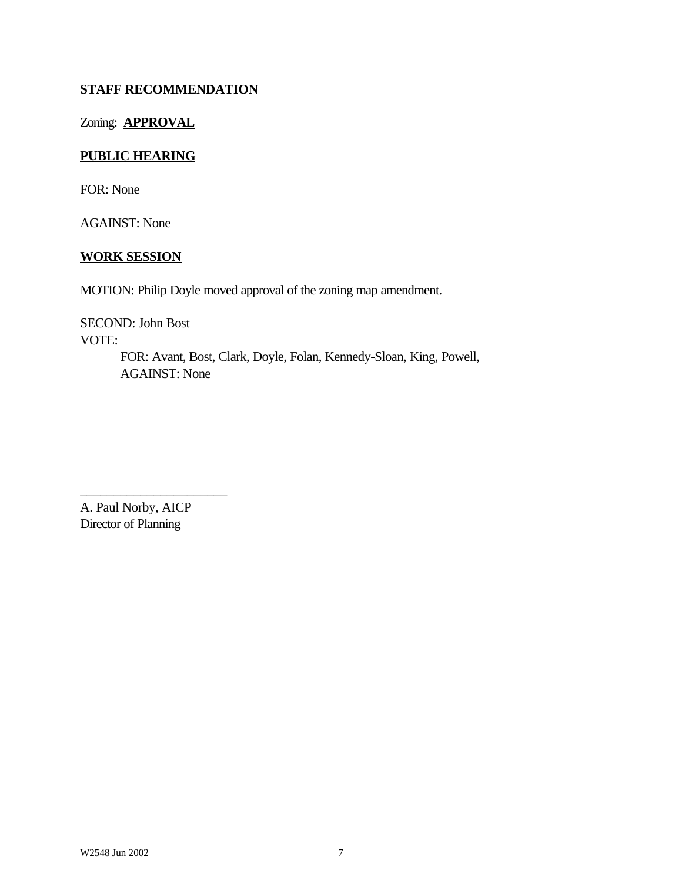**STAFF RECOMMENDATION**

Zoning: **APPROVAL**

**PUBLIC HEARING**

FOR: None

AGAINST: None

**WORK SESSION**

MOTION: Philip Doyle moved approval of the zoning map amendment.

SECOND: John Bost

VOTE:

FOR: Avant, Bost, Clark, Doyle, Folan, Kennedy-Sloan, King, Powell,

AGAINST: None

______________________

A. Paul Norby, AICP

Director of Planning